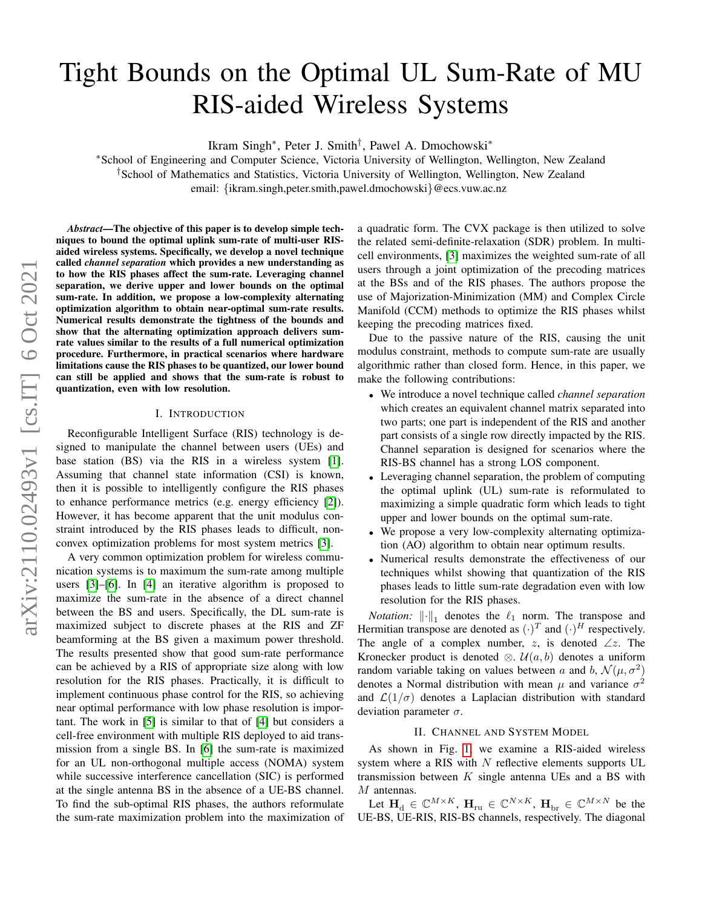# Tight Bounds on the Optimal UL Sum-Rate of MU RIS-aided Wireless Systems

Ikram Singh*, Peter J. Smith†, Pawel A. Dmochowski*

*School of Engineering and Computer Science, Victoria University of Wellington, Wellington, New Zealand

†School of Mathematics and Statistics, Victoria University of Wellington, Wellington, New Zealand

email: {ikram.singh,peter.smith,pawel.dmochowski}@ecs.vuw.ac.nz

***Abstract*—The objective of this paper is to develop simple techniques to bound the optimal uplink sum-rate of multi-user RIS-aided wireless systems. Specifically, we develop a novel technique called *channel separation* which provides a new understanding as to how the RIS phases affect the sum-rate. Leveraging channel separation, we derive upper and lower bounds on the optimal sum-rate. In addition, we propose a low-complexity alternating optimization algorithm to obtain near-optimal sum-rate results. Numerical results demonstrate the tightness of the bounds and show that the alternating optimization approach delivers sum-rate values similar to the results of a full numerical optimization procedure. Furthermore, in practical scenarios where hardware limitations cause the RIS phases to be quantized, our lower bound can still be applied and shows that the sum-rate is robust to quantization, even with low resolution.**

## I. Introduction

Reconfigurable Intelligent Surface (RIS) technology is designed to manipulate the channel between users (UEs) and base station (BS) via the RIS in a wireless system [1]. Assuming that channel state information (CSI) is known, then it is possible to intelligently configure the RIS phases to enhance performance metrics (e.g. energy efficiency [2]). However, it has become apparent that the unit modulus constraint introduced by the RIS phases leads to difficult, non-convex optimization problems for most system metrics [3].

A very common optimization problem for wireless communication systems is to maximum the sum-rate among multiple users [3]–[6]. In [4] an iterative algorithm is proposed to maximize the sum-rate in the absence of a direct channel between the BS and users. Specifically, the DL sum-rate is maximized subject to discrete phases at the RIS and ZF beamforming at the BS given a maximum power threshold. The results presented show that good sum-rate performance can be achieved by a RIS of appropriate size along with low resolution for the RIS phases. Practically, it is difficult to implement continuous phase control for the RIS, so achieving near optimal performance with low phase resolution is important. The work in [5] is similar to that of [4] but considers a cell-free environment with multiple RIS deployed to aid transmission from a single BS. In [6] the sum-rate is maximized for an UL non-orthogonal multiple access (NOMA) system while successive interference cancellation (SIC) is performed at the single antenna BS in the absence of a UE-BS channel. To find the sub-optimal RIS phases, the authors reformulate the sum-rate maximization problem into the maximization of a quadratic form. The CVX package is then utilized to solve the related semi-definite-relaxation (SDR) problem. In multi-cell environments, [3] maximizes the weighted sum-rate of all users through a joint optimization of the precoding matrices at the BSs and of the RIS phases. The authors propose the use of Majorization-Minimization (MM) and Complex Circle Manifold (CCM) methods to optimize the RIS phases whilst keeping the precoding matrices fixed.

Due to the passive nature of the RIS, causing the unit modulus constraint, methods to compute sum-rate are usually algorithmic rather than closed form. Hence, in this paper, we make the following contributions:

- We introduce a novel technique called *channel separation* which creates an equivalent channel matrix separated into two parts; one part is independent of the RIS and another part consists of a single row directly impacted by the RIS. Channel separation is designed for scenarios where the RIS-BS channel has a strong LOS component.
- Leveraging channel separation, the problem of computing the optimal uplink (UL) sum-rate is reformulated to maximizing a simple quadratic form which leads to tight upper and lower bounds on the optimal sum-rate.
- We propose a very low-complexity alternating optimization (AO) algorithm to obtain near optimum results.
- Numerical results demonstrate the effectiveness of our techniques whilst showing that quantization of the RIS phases leads to little sum-rate degradation even with low resolution for the RIS phases.

*Notation:* $\|\cdot\|_1$ denotes the $\ell_1$ norm. The transpose and Hermitian transpose are denoted as $(\cdot)^T$ and $(\cdot)^H$ respectively. The angle of a complex number, $z$, is denoted $\angle z$. The Kronecker product is denoted $\otimes$. $\mathcal{U}(a,b)$ denotes a uniform random variable taking on values between $a$ and $b$, $\mathcal{N}(\mu,\sigma^2)$ denotes a Normal distribution with mean $\mu$ and variance $\sigma^2$ and $\mathcal{L}(1/\sigma)$ denotes a Laplacian distribution with standard deviation parameter $\sigma$.

## II. Channel and System Model

As shown in Fig. 1, we examine a RIS-aided wireless system where a RIS with $N$ reflective elements supports UL transmission between $K$ single antenna UEs and a BS with $M$ antennas.

Let $\mathbf{H}_{\text{d}} \in \mathbb{C}^{M\times K}$, $\mathbf{H}_{\text{ru}} \in \mathbb{C}^{N\times K}$, $\mathbf{H}_{\text{br}} \in \mathbb{C}^{M\times N}$ be the UE-BS, UE-RIS, RIS-BS channels, respectively. The diagonal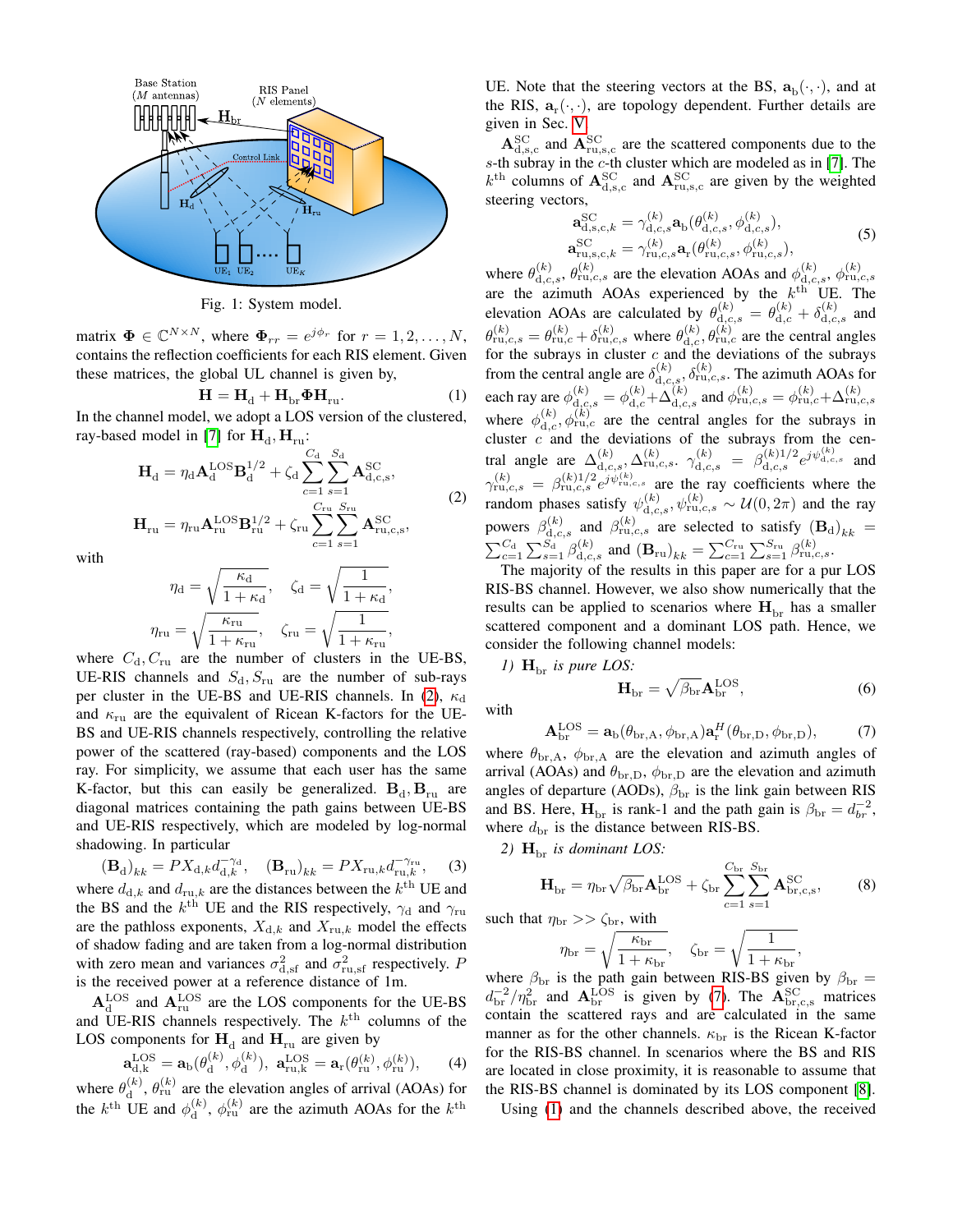Fig. 1: System model.

matrix $\mathbf{\Phi} \in \mathbb{C}^{N \times N}$, where $\mathbf{\Phi}_{rr} = e^{j\phi_r}$ for $r = 1, 2, \ldots, N$, contains the reflection coefficients for each RIS element. Given these matrices, the global UL channel is given by,

$$\mathbf{H} = \mathbf{H}_\mathrm{d} + \mathbf{H}_\mathrm{br}\mathbf{\Phi}\mathbf{H}_\mathrm{ru}. \tag{1}$$

In the channel model, we adopt a LOS version of the clustered, ray-based model in [7] for $\mathbf{H}_\mathrm{d}, \mathbf{H}_\mathrm{ru}$:

$$\mathbf{H}_\mathrm{d} = \eta_\mathrm{d}\mathbf{A}_\mathrm{d}^\mathrm{LOS}\mathbf{B}_\mathrm{d}^{1/2} + \zeta_\mathrm{d}\sum_{c=1}^{C_\mathrm{d}}\sum_{s=1}^{S_\mathrm{d}}\mathbf{A}_{\mathrm{d},s,c}^\mathrm{SC},$$
$$\mathbf{H}_\mathrm{ru} = \eta_\mathrm{ru}\mathbf{A}_\mathrm{ru}^\mathrm{LOS}\mathbf{B}_\mathrm{ru}^{1/2} + \zeta_\mathrm{ru}\sum_{c=1}^{C_\mathrm{ru}}\sum_{s=1}^{S_\mathrm{ru}}\mathbf{A}_{\mathrm{ru},c,s}^\mathrm{SC}, \tag{2}$$

with

$$\eta_\mathrm{d} = \sqrt{\frac{\kappa_\mathrm{d}}{1+\kappa_\mathrm{d}}}, \quad \zeta_\mathrm{d} = \sqrt{\frac{1}{1+\kappa_\mathrm{d}}},$$
$$\eta_\mathrm{ru} = \sqrt{\frac{\kappa_\mathrm{ru}}{1+\kappa_\mathrm{ru}}}, \quad \zeta_\mathrm{ru} = \sqrt{\frac{1}{1+\kappa_\mathrm{ru}}},$$

where $C_\mathrm{d}, C_\mathrm{ru}$ are the number of clusters in the UE-BS, UE-RIS channels and $S_\mathrm{d}, S_\mathrm{ru}$ are the number of sub-rays per cluster in the UE-BS and UE-RIS channels. In (2), $\kappa_\mathrm{d}$ and $\kappa_\mathrm{ru}$ are the equivalent of Ricean K-factors for the UE-BS and UE-RIS channels respectively, controlling the relative power of the scattered (ray-based) components and the LOS ray. For simplicity, we assume that each user has the same K-factor, but this can easily be generalized. $\mathbf{B}_\mathrm{d}, \mathbf{B}_\mathrm{ru}$ are diagonal matrices containing the path gains between UE-BS and UE-RIS respectively, which are modeled by log-normal shadowing. In particular

$$(\mathbf{B}_\mathrm{d})_{kk} = PX_{\mathrm{d},k}d_{\mathrm{d},k}^{-\gamma_\mathrm{d}}, \quad (\mathbf{B}_\mathrm{ru})_{kk} = PX_{\mathrm{ru},k}d_{\mathrm{ru},k}^{-\gamma_\mathrm{ru}}, \tag{3}$$

where $d_{\mathrm{d},k}$ and $d_{\mathrm{ru},k}$ are the distances between the $k^\mathrm{th}$ UE and the BS and the $k^\mathrm{th}$ UE and the RIS respectively, $\gamma_\mathrm{d}$ and $\gamma_\mathrm{ru}$ are the pathloss exponents, $X_{\mathrm{d},k}$ and $X_{\mathrm{ru},k}$ model the effects of shadow fading and are taken from a log-normal distribution with zero mean and variances $\sigma_\mathrm{d,sf}^2$ and $\sigma_\mathrm{ru,sf}^2$ respectively. $P$ is the received power at a reference distance of 1m.

$\mathbf{A}_\mathrm{d}^\mathrm{LOS}$ and $\mathbf{A}_\mathrm{ru}^\mathrm{LOS}$ are the LOS components for the UE-BS and UE-RIS channels respectively. The $k^\mathrm{th}$ columns of the LOS components for $\mathbf{H}_\mathrm{d}$ and $\mathbf{H}_\mathrm{ru}$ are given by

$$\mathbf{a}_{\mathrm{d},k}^\mathrm{LOS} = \mathbf{a}_\mathrm{b}(\theta_\mathrm{d}^{(k)}, \phi_\mathrm{d}^{(k)}), \ \ \mathbf{a}_{\mathrm{ru},k}^\mathrm{LOS} = \mathbf{a}_\mathrm{r}(\theta_\mathrm{ru}^{(k)}, \phi_\mathrm{ru}^{(k)}), \tag{4}$$

where $\theta_\mathrm{d}^{(k)}$, $\theta_\mathrm{ru}^{(k)}$ are the elevation angles of arrival (AOAs) for the $k^\mathrm{th}$ UE and $\phi_\mathrm{d}^{(k)}$, $\phi_\mathrm{ru}^{(k)}$ are the azimuth AOAs for the $k^\mathrm{th}$ UE. Note that the steering vectors at the BS, $\mathbf{a}_\mathrm{b}(\cdot,\cdot)$, and at the RIS, $\mathbf{a}_\mathrm{r}(\cdot,\cdot)$, are topology dependent. Further details are given in Sec. V.

$\mathbf{A}_{\mathrm{d},s,c}^\mathrm{SC}$ and $\mathbf{A}_{\mathrm{ru},s,c}^\mathrm{SC}$ are the scattered components due to the $s$-th subray in the $c$-th cluster which are modeled as in [7]. The $k^\mathrm{th}$ columns of $\mathbf{A}_{\mathrm{d},s,c}^\mathrm{SC}$ and $\mathbf{A}_{\mathrm{ru},s,c}^\mathrm{SC}$ are given by the weighted steering vectors,

$$\mathbf{a}_{\mathrm{d},s,c,k}^\mathrm{SC} = \gamma_{\mathrm{d},c,s}^{(k)}\mathbf{a}_\mathrm{b}(\theta_{\mathrm{d},c,s}^{(k)}, \phi_{\mathrm{d},c,s}^{(k)}),$$
$$\mathbf{a}_{\mathrm{ru},s,c,k}^\mathrm{SC} = \gamma_{\mathrm{ru},c,s}^{(k)}\mathbf{a}_\mathrm{r}(\theta_{\mathrm{ru},c,s}^{(k)}, \phi_{\mathrm{ru},c,s}^{(k)}), \tag{5}$$

where $\theta_{\mathrm{d},c,s}^{(k)}$, $\theta_{\mathrm{ru},c,s}^{(k)}$ are the elevation AOAs and $\phi_{\mathrm{d},c,s}^{(k)}$, $\phi_{\mathrm{ru},c,s}^{(k)}$ are the azimuth AOAs experienced by the $k^\mathrm{th}$ UE. The elevation AOAs are calculated by $\theta_{\mathrm{d},c,s}^{(k)} = \theta_{\mathrm{d},c}^{(k)} + \delta_{\mathrm{d},c,s}^{(k)}$ and $\theta_{\mathrm{ru},c,s}^{(k)} = \theta_{\mathrm{ru},c}^{(k)} + \delta_{\mathrm{ru},c,s}^{(k)}$ where $\theta_{\mathrm{d},c}^{(k)}, \theta_{\mathrm{ru},c}^{(k)}$ are the central angles for the subrays in cluster $c$ and the deviations of the subrays from the central angle are $\delta_{\mathrm{d},c,s}^{(k)}, \delta_{\mathrm{ru},c,s}^{(k)}$. The azimuth AOAs for each ray are $\phi_{\mathrm{d},c,s}^{(k)} = \phi_{\mathrm{d},c}^{(k)} + \Delta_{\mathrm{d},c,s}^{(k)}$ and $\phi_{\mathrm{ru},c,s}^{(k)} = \phi_{\mathrm{ru},c}^{(k)} + \Delta_{\mathrm{ru},c,s}^{(k)}$ where $\phi_{\mathrm{d},c}^{(k)}, \phi_{\mathrm{ru},c}^{(k)}$ are the central angles for the subrays in cluster $c$ and the deviations of the subrays from the central angle are $\Delta_{\mathrm{d},c,s}^{(k)}, \Delta_{\mathrm{ru},c,s}^{(k)}$. $\gamma_{\mathrm{d},c,s}^{(k)} = \beta_{\mathrm{d},c,s}^{(k)1/2}e^{j\psi_{\mathrm{d},c,s}^{(k)}}$ and $\gamma_{\mathrm{ru},c,s}^{(k)} = \beta_{\mathrm{ru},c,s}^{(k)1/2}e^{j\psi_{\mathrm{ru},c,s}^{(k)}}$ are the ray coefficients where the random phases satisfy $\psi_{\mathrm{d},c,s}^{(k)}, \psi_{\mathrm{ru},c,s}^{(k)} \sim \mathcal{U}(0, 2\pi)$ and the ray powers $\beta_{\mathrm{d},c,s}^{(k)}$ and $\beta_{\mathrm{ru},c,s}^{(k)}$ are selected to satisfy $(\mathbf{B}_\mathrm{d})_{kk} = \sum_{c=1}^{C_\mathrm{d}}\sum_{s=1}^{S_\mathrm{d}}\beta_{\mathrm{d},c,s}^{(k)}$ and $(\mathbf{B}_\mathrm{ru})_{kk} = \sum_{c=1}^{C_\mathrm{ru}}\sum_{s=1}^{S_\mathrm{ru}}\beta_{\mathrm{ru},c,s}^{(k)}$.

The majority of the results in this paper are for a pur LOS RIS-BS channel. However, we also show numerically that the results can be applied to scenarios where $\mathbf{H}_\mathrm{br}$ has a smaller scattered component and a dominant LOS path. Hence, we consider the following channel models:

*1) $\mathbf{H}_\mathrm{br}$ is pure LOS:*

$$\mathbf{H}_\mathrm{br} = \sqrt{\beta_\mathrm{br}}\mathbf{A}_\mathrm{br}^\mathrm{LOS}, \tag{6}$$

with

$$\mathbf{A}_\mathrm{br}^\mathrm{LOS} = \mathbf{a}_\mathrm{b}(\theta_\mathrm{br,A}, \phi_\mathrm{br,A})\mathbf{a}_\mathrm{r}^H(\theta_\mathrm{br,D}, \phi_\mathrm{br,D}), \tag{7}$$

where $\theta_\mathrm{br,A}$, $\phi_\mathrm{br,A}$ are the elevation and azimuth angles of arrival (AOAs) and $\theta_\mathrm{br,D}$, $\phi_\mathrm{br,D}$ are the elevation and azimuth angles of departure (AODs), $\beta_\mathrm{br}$ is the link gain between RIS and BS. Here, $\mathbf{H}_\mathrm{br}$ is rank-1 and the path gain is $\beta_\mathrm{br} = d_{br}^{-2}$, where $d_\mathrm{br}$ is the distance between RIS-BS.

*2) $\mathbf{H}_\mathrm{br}$ is dominant LOS:*

$$\mathbf{H}_\mathrm{br} = \eta_\mathrm{br}\sqrt{\beta_\mathrm{br}}\mathbf{A}_\mathrm{br}^\mathrm{LOS} + \zeta_\mathrm{br}\sum_{c=1}^{C_\mathrm{br}}\sum_{s=1}^{S_\mathrm{br}}\mathbf{A}_{\mathrm{br},c,s}^\mathrm{SC}, \tag{8}$$

such that $\eta_\mathrm{br} >> \zeta_\mathrm{br}$, with

$$\eta_\mathrm{br} = \sqrt{\frac{\kappa_\mathrm{br}}{1+\kappa_\mathrm{br}}}, \quad \zeta_\mathrm{br} = \sqrt{\frac{1}{1+\kappa_\mathrm{br}}},$$

where $\beta_\mathrm{br}$ is the path gain between RIS-BS given by $\beta_\mathrm{br} = d_\mathrm{br}^{-2}/\eta_\mathrm{br}^2$ and $\mathbf{A}_\mathrm{br}^\mathrm{LOS}$ is given by (7). The $\mathbf{A}_{\mathrm{br},c,s}^\mathrm{SC}$ matrices contain the scattered rays and are calculated in the same manner as for the other channels. $\kappa_\mathrm{br}$ is the Ricean K-factor for the RIS-BS channel. In scenarios where the BS and RIS are located in close proximity, it is reasonable to assume that the RIS-BS channel is dominated by its LOS component [8].

Using (1) and the channels described above, the received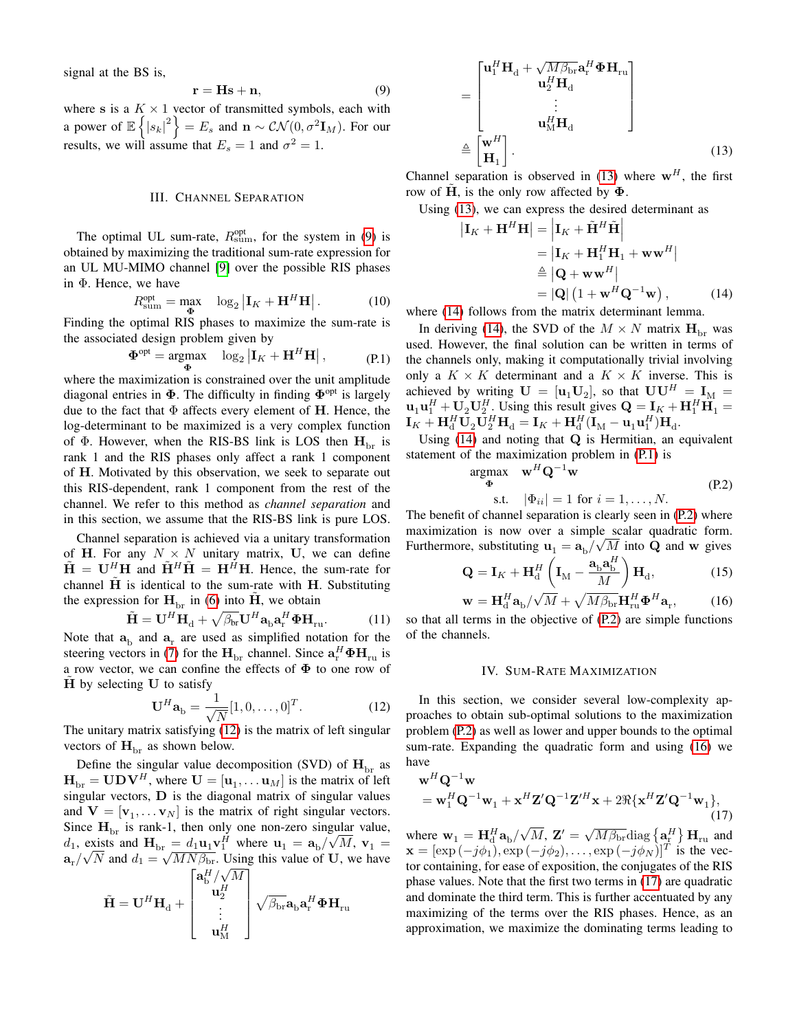signal at the BS is,

$$\mathbf{r} = \mathbf{H}\mathbf{s} + \mathbf{n}, \tag{9}$$

where $\mathbf{s}$ is a $K \times 1$ vector of transmitted symbols, each with a power of $\mathbb{E}\left\{|s_k|^2\right\} = E_s$ and $\mathbf{n} \sim \mathcal{CN}(0, \sigma^2 \mathbf{I}_M)$. For our results, we will assume that $E_s = 1$ and $\sigma^2 = 1$.

## III. Channel Separation

The optimal UL sum-rate, $R_{\text{sum}}^{\text{opt}}$, for the system in (9) is obtained by maximizing the traditional sum-rate expression for an UL MU-MIMO channel [9] over the possible RIS phases in $\Phi$. Hence, we have

$$R_{\text{sum}}^{\text{opt}} = \max_{\mathbf{\Phi}} \quad \log_2 \left| \mathbf{I}_K + \mathbf{H}^H \mathbf{H} \right|. \tag{10}$$

Finding the optimal RIS phases to maximize the sum-rate is the associated design problem given by

$$\mathbf{\Phi}^{\text{opt}} = \underset{\mathbf{\Phi}}{\text{argmax}} \quad \log_2 \left| \mathbf{I}_K + \mathbf{H}^H \mathbf{H} \right|, \tag{P.1}$$

where the maximization is constrained over the unit amplitude diagonal entries in $\mathbf{\Phi}$. The difficulty in finding $\mathbf{\Phi}^{\text{opt}}$ is largely due to the fact that $\Phi$ affects every element of $\mathbf{H}$. Hence, the log-determinant to be maximized is a very complex function of $\Phi$. However, when the RIS-BS link is LOS then $\mathbf{H}_{\text{br}}$ is rank 1 and the RIS phases only affect a rank 1 component of $\mathbf{H}$. Motivated by this observation, we seek to separate out this RIS-dependent, rank 1 component from the rest of the channel. We refer to this method as *channel separation* and in this section, we assume that the RIS-BS link is pure LOS.

Channel separation is achieved via a unitary transformation of $\mathbf{H}$. For any $N \times N$ unitary matrix, $\mathbf{U}$, we can define $\tilde{\mathbf{H}} = \mathbf{U}^H \mathbf{H}$ and $\tilde{\mathbf{H}}^H \tilde{\mathbf{H}} = \mathbf{H}^H \mathbf{H}$. Hence, the sum-rate for channel $\tilde{\mathbf{H}}$ is identical to the sum-rate with $\mathbf{H}$. Substituting the expression for $\mathbf{H}_{\text{br}}$ in (6) into $\tilde{\mathbf{H}}$, we obtain

$$\tilde{\mathbf{H}} = \mathbf{U}^H \mathbf{H}_{\text{d}} + \sqrt{\beta_{\text{br}}} \mathbf{U}^H \mathbf{a}_{\text{b}} \mathbf{a}_{\text{r}}^H \mathbf{\Phi} \mathbf{H}_{\text{ru}}. \tag{11}$$

Note that $\mathbf{a}_{\text{b}}$ and $\mathbf{a}_{\text{r}}$ are used as simplified notation for the steering vectors in (7) for the $\mathbf{H}_{\text{br}}$ channel. Since $\mathbf{a}_{\text{r}}^H \mathbf{\Phi} \mathbf{H}_{\text{ru}}$ is a row vector, we can confine the effects of $\mathbf{\Phi}$ to one row of $\tilde{\mathbf{H}}$ by selecting $\mathbf{U}$ to satisfy

$$\mathbf{U}^H \mathbf{a}_{\text{b}} = \frac{1}{\sqrt{N}} [1, 0, \dots, 0]^T. \tag{12}$$

The unitary matrix satisfying (12) is the matrix of left singular vectors of $\mathbf{H}_{\text{br}}$ as shown below.

Define the singular value decomposition (SVD) of $\mathbf{H}_{\text{br}}$ as $\mathbf{H}_{\text{br}} = \mathbf{U}\mathbf{D}\mathbf{V}^H$, where $\mathbf{U} = [\mathbf{u}_1, \dots \mathbf{u}_M]$ is the matrix of left singular vectors, $\mathbf{D}$ is the diagonal matrix of singular values and $\mathbf{V} = [\mathbf{v}_1, \dots \mathbf{v}_N]$ is the matrix of right singular vectors. Since $\mathbf{H}_{\text{br}}$ is rank-1, then only one non-zero singular value, $d_1$, exists and $\mathbf{H}_{\text{br}} = d_1 \mathbf{u}_1 \mathbf{v}_1^H$ where $\mathbf{u}_1 = \mathbf{a}_{\text{b}}/\sqrt{M}$, $\mathbf{v}_1 = \mathbf{a}_{\text{r}}/\sqrt{N}$ and $d_1 = \sqrt{MN\beta_{\text{br}}}$. Using this value of $\mathbf{U}$, we have

$$\begin{aligned}
\tilde{\mathbf{H}} &= \mathbf{U}^H \mathbf{H}_{\text{d}} + \begin{bmatrix} \mathbf{a}_{\text{b}}^H/\sqrt{M} \\ \mathbf{u}_2^H \\ \vdots \\ \mathbf{u}_{\text{M}}^H \end{bmatrix} \sqrt{\beta_{\text{br}}} \mathbf{a}_{\text{b}} \mathbf{a}_{\text{r}}^H \mathbf{\Phi} \mathbf{H}_{\text{ru}} \\
&= \begin{bmatrix} \mathbf{u}_1^H \mathbf{H}_{\text{d}} + \sqrt{M\beta_{\text{br}}} \mathbf{a}_{\text{r}}^H \mathbf{\Phi} \mathbf{H}_{\text{ru}} \\ \mathbf{u}_2^H \mathbf{H}_{\text{d}} \\ \vdots \\ \mathbf{u}_{\text{M}}^H \mathbf{H}_{\text{d}} \end{bmatrix} \\
&\triangleq \begin{bmatrix} \mathbf{w}^H \\ \mathbf{H}_1 \end{bmatrix}.
\end{aligned} \tag{13}$$

Channel separation is observed in (13) where $\mathbf{w}^H$, the first row of $\tilde{\mathbf{H}}$, is the only row affected by $\mathbf{\Phi}$.

Using (13), we can express the desired determinant as

$$\begin{aligned}
\left| \mathbf{I}_K + \mathbf{H}^H \mathbf{H} \right| &= \left| \mathbf{I}_K + \tilde{\mathbf{H}}^H \tilde{\mathbf{H}} \right| \\
&= \left| \mathbf{I}_K + \mathbf{H}_1^H \mathbf{H}_1 + \mathbf{w}\mathbf{w}^H \right| \\
&\triangleq \left| \mathbf{Q} + \mathbf{w}\mathbf{w}^H \right| \\
&= |\mathbf{Q}| \left( 1 + \mathbf{w}^H \mathbf{Q}^{-1} \mathbf{w} \right),
\end{aligned} \tag{14}$$

where (14) follows from the matrix determinant lemma.

In deriving (14), the SVD of the $M \times N$ matrix $\mathbf{H}_{\text{br}}$ was used. However, the final solution can be written in terms of the channels only, making it computationally trivial involving only a $K \times K$ determinant and a $K \times K$ inverse. This is achieved by writing $\mathbf{U} = [\mathbf{u}_1 \mathbf{U}_2]$, so that $\mathbf{U}\mathbf{U}^H = \mathbf{I}_{\text{M}} = \mathbf{u}_1 \mathbf{u}_1^H + \mathbf{U}_2 \mathbf{U}_2^H$. Using this result gives $\mathbf{Q} = \mathbf{I}_K + \mathbf{H}_1^H \mathbf{H}_1 = \mathbf{I}_K + \mathbf{H}_{\text{d}}^H \mathbf{U}_2 \mathbf{U}_2^H \mathbf{H}_{\text{d}} = \mathbf{I}_K + \mathbf{H}_{\text{d}}^H (\mathbf{I}_{\text{M}} - \mathbf{u}_1 \mathbf{u}_1^H) \mathbf{H}_{\text{d}}$.

Using (14) and noting that $\mathbf{Q}$ is Hermitian, an equivalent statement of the maximization problem in (P.1) is

$$\begin{aligned}
&\underset{\mathbf{\Phi}}{\text{argmax}} \quad \mathbf{w}^H \mathbf{Q}^{-1} \mathbf{w} \\
&\quad \text{s.t.} \quad |\Phi_{ii}| = 1 \text{ for } i = 1, \dots, N.
\end{aligned} \tag{P.2}$$

The benefit of channel separation is clearly seen in (P.2) where maximization is now over a simple scalar quadratic form. Furthermore, substituting $\mathbf{u}_1 = \mathbf{a}_{\text{b}}/\sqrt{M}$ into $\mathbf{Q}$ and $\mathbf{w}$ gives

$$\mathbf{Q} = \mathbf{I}_K + \mathbf{H}_{\text{d}}^H \left( \mathbf{I}_{\text{M}} - \frac{\mathbf{a}_{\text{b}} \mathbf{a}_{\text{b}}^H}{M} \right) \mathbf{H}_{\text{d}}, \tag{15}$$

$$\mathbf{w} = \mathbf{H}_{\text{d}}^H \mathbf{a}_{\text{b}}/\sqrt{M} + \sqrt{M\beta_{\text{br}}} \mathbf{H}_{\text{ru}}^H \mathbf{\Phi}^H \mathbf{a}_{\text{r}}, \tag{16}$$

so that all terms in the objective of (P.2) are simple functions of the channels.

## IV. Sum-Rate Maximization

In this section, we consider several low-complexity approaches to obtain sub-optimal solutions to the maximization problem (P.2) as well as lower and upper bounds to the optimal sum-rate. Expanding the quadratic form and using (16) we have

$$\begin{aligned}
&\mathbf{w}^H \mathbf{Q}^{-1} \mathbf{w} \\
&= \mathbf{w}_1^H \mathbf{Q}^{-1} \mathbf{w}_1 + \mathbf{x}^H \mathbf{Z}' \mathbf{Q}^{-1} \mathbf{Z}'^H \mathbf{x} + 2\Re\{\mathbf{x}^H \mathbf{Z}' \mathbf{Q}^{-1} \mathbf{w}_1\},
\end{aligned} \tag{17}$$

where $\mathbf{w}_1 = \mathbf{H}_{\text{d}}^H \mathbf{a}_{\text{b}}/\sqrt{M}$, $\mathbf{Z}' = \sqrt{M\beta_{\text{br}}} \text{diag}\left\{\mathbf{a}_{\text{r}}^H\right\} \mathbf{H}_{\text{ru}}$ and $\mathbf{x} = [\exp(-j\phi_1), \exp(-j\phi_2), \dots, \exp(-j\phi_N)]^T$ is the vector containing, for ease of exposition, the conjugates of the RIS phase values. Note that the first two terms in (17) are quadratic and dominate the third term. This is further accentuated by any maximizing of the terms over the RIS phases. Hence, as an approximation, we maximize the dominating terms leading to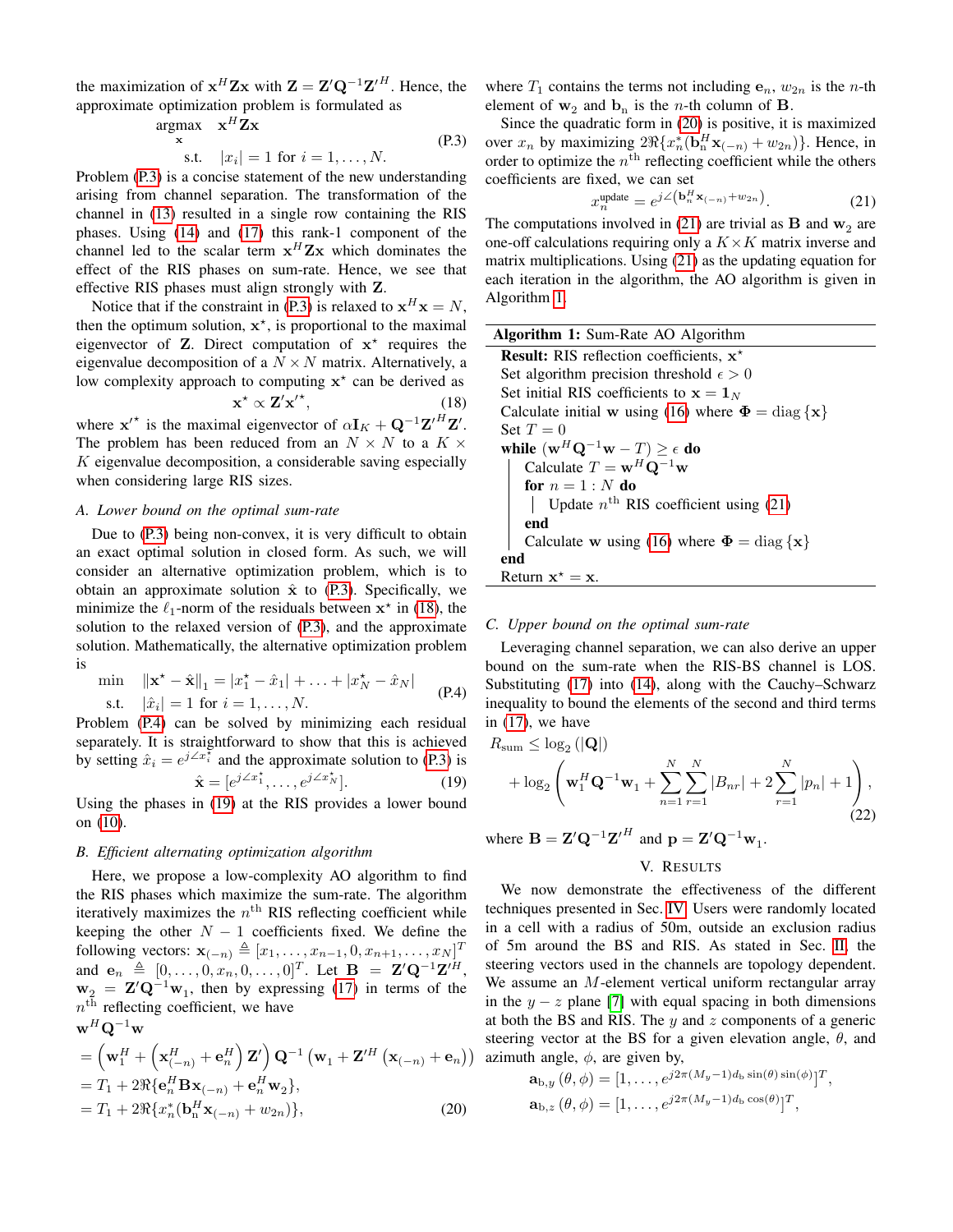the maximization of $\mathbf{x}^H\mathbf{Z}\mathbf{x}$ with $\mathbf{Z} = \mathbf{Z}'\mathbf{Q}^{-1}\mathbf{Z}'^H$. Hence, the approximate optimization problem is formulated as

$$\begin{aligned} &\underset{\mathbf{x}}{\text{argmax}} \quad \mathbf{x}^H\mathbf{Z}\mathbf{x} \\ &\quad \text{s.t.} \quad |x_i| = 1 \text{ for } i = 1,\ldots,N. \end{aligned} \tag{P.3}$$

Problem (P.3) is a concise statement of the new understanding arising from channel separation. The transformation of the channel in (13) resulted in a single row containing the RIS phases. Using (14) and (17) this rank-1 component of the channel led to the scalar term $\mathbf{x}^H\mathbf{Z}\mathbf{x}$ which dominates the effect of the RIS phases on sum-rate. Hence, we see that effective RIS phases must align strongly with $\mathbf{Z}$.

Notice that if the constraint in (P.3) is relaxed to $\mathbf{x}^H\mathbf{x} = N$, then the optimum solution, $\mathbf{x}^\star$, is proportional to the maximal eigenvector of $\mathbf{Z}$. Direct computation of $\mathbf{x}^\star$ requires the eigenvalue decomposition of a $N \times N$ matrix. Alternatively, a low complexity approach to computing $\mathbf{x}^\star$ can be derived as

$$\mathbf{x}^\star \propto \mathbf{Z}'\mathbf{x}'^\star, \tag{18}$$

where $\mathbf{x}'^\star$ is the maximal eigenvector of $\alpha\mathbf{I}_K + \mathbf{Q}^{-1}\mathbf{Z}'^H\mathbf{Z}'$. The problem has been reduced from an $N \times N$ to a $K \times K$ eigenvalue decomposition, a considerable saving especially when considering large RIS sizes.

### A. Lower bound on the optimal sum-rate

Due to (P.3) being non-convex, it is very difficult to obtain an exact optimal solution in closed form. As such, we will consider an alternative optimization problem, which is to obtain an approximate solution $\hat{\mathbf{x}}$ to (P.3). Specifically, we minimize the $\ell_1$-norm of the residuals between $\mathbf{x}^\star$ in (18), the solution to the relaxed version of (P.3), and the approximate solution. Mathematically, the alternative optimization problem is

$$\begin{aligned} \min \quad & \|\mathbf{x}^\star - \hat{\mathbf{x}}\|_1 = |x_1^\star - \hat{x}_1| + \ldots + |x_N^\star - \hat{x}_N| \\ \text{s.t.} \quad & |\hat{x}_i| = 1 \text{ for } i = 1,\ldots,N. \end{aligned} \tag{P.4}$$

Problem (P.4) can be solved by minimizing each residual separately. It is straightforward to show that this is achieved by setting $\hat{x}_i = e^{j\angle x_i^\star}$ and the approximate solution to (P.3) is

$$\hat{\mathbf{x}} = [e^{j\angle x_1^\star},\ldots,e^{j\angle x_N^\star}]. \tag{19}$$

Using the phases in (19) at the RIS provides a lower bound on (10).

### B. Efficient alternating optimization algorithm

Here, we propose a low-complexity AO algorithm to find the RIS phases which maximize the sum-rate. The algorithm iteratively maximizes the $n^{\text{th}}$ RIS reflecting coefficient while keeping the other $N-1$ coefficients fixed. We define the following vectors: $\mathbf{x}_{(-n)} \triangleq [x_1,\ldots,x_{n-1},0,x_{n+1},\ldots,x_N]^T$ and $\mathbf{e}_n \triangleq [0,\ldots,0,x_n,0,\ldots,0]^T$. Let $\mathbf{B} = \mathbf{Z}'\mathbf{Q}^{-1}\mathbf{Z}'^H$, $\mathbf{w}_2 = \mathbf{Z}'\mathbf{Q}^{-1}\mathbf{w}_1$, then by expressing (17) in terms of the $n^{\text{th}}$ reflecting coefficient, we have

$$\begin{aligned} &\mathbf{w}^H\mathbf{Q}^{-1}\mathbf{w} \\ &= \left(\mathbf{w}_1^H + \left(\mathbf{x}_{(-n)}^H + \mathbf{e}_n^H\right)\mathbf{Z}'\right)\mathbf{Q}^{-1}\left(\mathbf{w}_1 + \mathbf{Z}'^H\left(\mathbf{x}_{(-n)} + \mathbf{e}_n\right)\right) \\ &= T_1 + 2\Re\{\mathbf{e}_n^H\mathbf{B}\mathbf{x}_{(-n)} + \mathbf{e}_n^H\mathbf{w}_2\}, \\ &= T_1 + 2\Re\{x_n^*(\mathbf{b}_n^H\mathbf{x}_{(-n)} + w_{2n})\}, \end{aligned} \tag{20}$$

where $T_1$ contains the terms not including $\mathbf{e}_n$, $w_{2n}$ is the $n$-th element of $\mathbf{w}_2$ and $\mathbf{b}_n$ is the $n$-th column of $\mathbf{B}$.

Since the quadratic form in (20) is positive, it is maximized over $x_n$ by maximizing $2\Re\{x_n^*(\mathbf{b}_n^H\mathbf{x}_{(-n)} + w_{2n})\}$. Hence, in order to optimize the $n^{\text{th}}$ reflecting coefficient while the others coefficients are fixed, we can set

$$x_n^{\text{update}} = e^{j\angle\left(\mathbf{b}_n^H\mathbf{x}_{(-n)} + w_{2n}\right)}. \tag{21}$$

The computations involved in (21) are trivial as $\mathbf{B}$ and $\mathbf{w}_2$ are one-off calculations requiring only a $K \times K$ matrix inverse and matrix multiplications. Using (21) as the updating equation for each iteration in the algorithm, the AO algorithm is given in Algorithm 1.

**Algorithm 1:** Sum-Rate AO Algorithm

```
Result: RIS reflection coefficients, x*
Set algorithm precision threshold ε > 0
Set initial RIS coefficients to x = 1_N
Calculate initial w using (16) where Φ = diag{x}
Set T = 0
while (w^H Q^{-1} w − T) ≥ ε do
    Calculate T = w^H Q^{-1} w
    for n = 1 : N do
        Update n^th RIS coefficient using (21)
    end
    Calculate w using (16) where Φ = diag{x}
end
Return x* = x.
```

### C. Upper bound on the optimal sum-rate

Leveraging channel separation, we can also derive an upper bound on the sum-rate when the RIS-BS channel is LOS. Substituting (17) into (14), along with the Cauchy–Schwarz inequality to bound the elements of the second and third terms in (17), we have

$$\begin{aligned} &R_{\text{sum}} \leq \log_2(|\mathbf{Q}|) \\ &\quad + \log_2\left(\mathbf{w}_1^H\mathbf{Q}^{-1}\mathbf{w}_1 + \sum_{n=1}^{N}\sum_{r=1}^{N}|B_{nr}| + 2\sum_{r=1}^{N}|p_n| + 1\right), \end{aligned} \tag{22}$$

where $\mathbf{B} = \mathbf{Z}'\mathbf{Q}^{-1}\mathbf{Z}'^H$ and $\mathbf{p} = \mathbf{Z}'\mathbf{Q}^{-1}\mathbf{w}_1$.

## V. Results

We now demonstrate the effectiveness of the different techniques presented in Sec. IV. Users were randomly located in a cell with a radius of 50m, outside an exclusion radius of 5m around the BS and RIS. As stated in Sec. II, the steering vectors used in the channels are topology dependent. We assume an $M$-element vertical uniform rectangular array in the $y-z$ plane [7] with equal spacing in both dimensions at both the BS and RIS. The $y$ and $z$ components of a generic steering vector at the BS for a given elevation angle, $\theta$, and azimuth angle, $\phi$, are given by,

$$\mathbf{a}_{\text{b},y}(\theta,\phi) = [1,\ldots,e^{j2\pi(M_y-1)d_{\text{b}}\sin(\theta)\sin(\phi)}]^T,$$

$$\mathbf{a}_{\text{b},z}(\theta,\phi) = [1,\ldots,e^{j2\pi(M_y-1)d_{\text{b}}\cos(\theta)}]^T,$$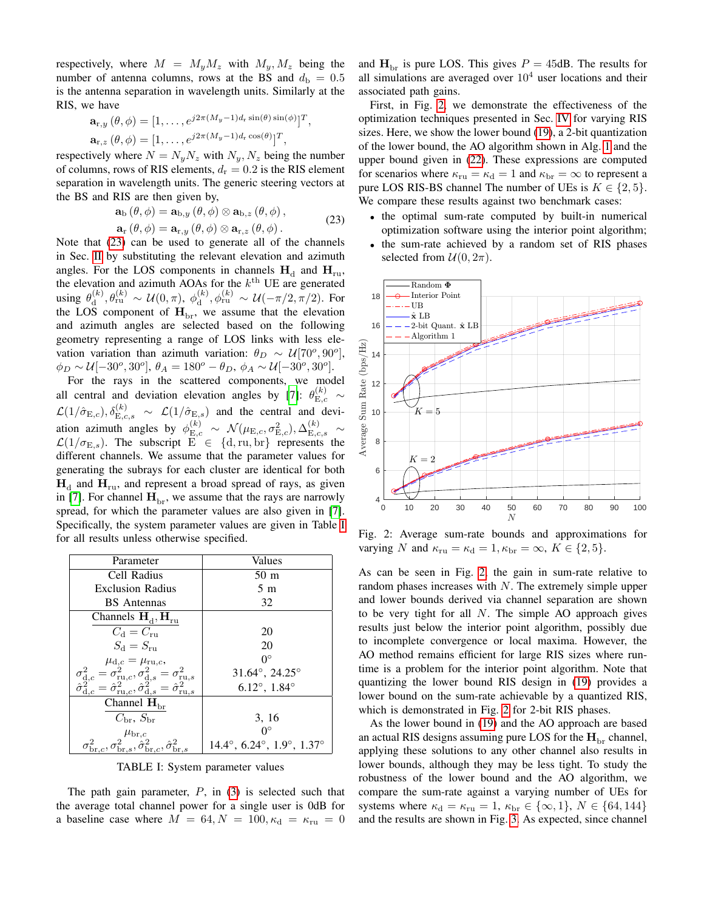respectively, where $M = M_y M_z$ with $M_y, M_z$ being the number of antenna columns, rows at the BS and $d_{\rm b} = 0.5$ is the antenna separation in wavelength units. Similarly at the RIS, we have

$$\mathbf{a}_{{\rm r},y}(\theta,\phi) = [1, \ldots, e^{j2\pi(M_y-1)d_{\rm r}\sin(\theta)\sin(\phi)}]^T,$$
$$\mathbf{a}_{{\rm r},z}(\theta,\phi) = [1, \ldots, e^{j2\pi(M_y-1)d_{\rm r}\cos(\theta)}]^T,$$

respectively where $N = N_y N_z$ with $N_y, N_z$ being the number of columns, rows of RIS elements, $d_{\rm r} = 0.2$ is the RIS element separation in wavelength units. The generic steering vectors at the BS and RIS are then given by,

$$\mathbf{a}_{\rm b}(\theta,\phi) = \mathbf{a}_{{\rm b},y}(\theta,\phi) \otimes \mathbf{a}_{{\rm b},z}(\theta,\phi),$$
$$\mathbf{a}_{\rm r}(\theta,\phi) = \mathbf{a}_{{\rm r},y}(\theta,\phi) \otimes \mathbf{a}_{{\rm r},z}(\theta,\phi). \quad (23)$$

Note that (23) can be used to generate all of the channels in Sec. II by substituting the relevant elevation and azimuth angles. For the LOS components in channels $\mathbf{H}_{\rm d}$ and $\mathbf{H}_{\rm ru}$, the elevation and azimuth AOAs for the $k^{\rm th}$ UE are generated using $\theta_{\rm d}^{(k)}, \theta_{\rm ru}^{(k)} \sim \mathcal{U}(0,\pi)$, $\phi_{\rm d}^{(k)}, \phi_{\rm ru}^{(k)} \sim \mathcal{U}(-\pi/2, \pi/2)$. For the LOS component of $\mathbf{H}_{\rm br}$, we assume that the elevation and azimuth angles are selected based on the following geometry representing a range of LOS links with less elevation variation than azimuth variation: $\theta_D \sim \mathcal{U}[70^o, 90^o]$, $\phi_D \sim \mathcal{U}[-30^o, 30^o]$, $\theta_A = 180^o - \theta_D$, $\phi_A \sim \mathcal{U}[-30^o, 30^o]$.

For the rays in the scattered components, we model all central and deviation elevation angles by [7]: $\theta_{{\rm E},c}^{(k)} \sim \mathcal{L}(1/\hat{\sigma}_{{\rm E},c}), \delta_{{\rm E},c,s}^{(k)} \sim \mathcal{L}(1/\hat{\sigma}_{{\rm E},s})$ and the central and deviation azimuth angles by $\phi_{{\rm E},c}^{(k)} \sim \mathcal{N}(\mu_{{\rm E},c}, \sigma_{{\rm E},c}^2), \Delta_{{\rm E},c,s}^{(k)} \sim \mathcal{L}(1/\sigma_{{\rm E},s})$. The subscript ${\rm E} \in \{{\rm d}, {\rm ru}, {\rm br}\}$ represents the different channels. We assume that the parameter values for generating the subrays for each cluster are identical for both $\mathbf{H}_{\rm d}$ and $\mathbf{H}_{\rm ru}$, and represent a broad spread of rays, as given in [7]. For channel $\mathbf{H}_{\rm br}$, we assume that the rays are narrowly spread, for which the parameter values are also given in [7]. Specifically, the system parameter values are given in Table I for all results unless otherwise specified.

| Parameter | Values |
|---|---|
| Cell Radius | 50 m |
| Exclusion Radius | 5 m |
| BS Antennas | 32 |
| Channels $\mathbf{H}_{\rm d}, \mathbf{H}_{\rm ru}$ | |
| $C_{\rm d} = C_{\rm ru}$ | 20 |
| $S_{\rm d} = S_{\rm ru}$ | 20 |
| $\mu_{{\rm d},c} = \mu_{{\rm ru},c}$, | $0^\circ$ |
| $\sigma_{{\rm d},c}^2 = \sigma_{{\rm ru},c}^2, \sigma_{{\rm d},s}^2 = \sigma_{{\rm ru},s}^2$ | $31.64^\circ$, $24.25^\circ$ |
| $\hat{\sigma}_{{\rm d},c}^2 = \hat{\sigma}_{{\rm ru},c}^2, \hat{\sigma}_{{\rm d},s}^2 = \hat{\sigma}_{{\rm ru},s}^2$ | $6.12^\circ$, $1.84^\circ$ |
| Channel $\mathbf{H}_{\rm br}$ | |
| $C_{\rm br}, S_{\rm br}$ | 3, 16 |
| $\mu_{{\rm br},c}$ | $0^\circ$ |
| $\sigma_{{\rm br},c}^2, \sigma_{{\rm br},s}^2, \hat{\sigma}_{{\rm br},c}^2, \hat{\sigma}_{{\rm br},s}^2$ | $14.4^\circ$, $6.24^\circ$, $1.9^\circ$, $1.37^\circ$ |

TABLE I: System parameter values

The path gain parameter, $P$, in (3) is selected such that the average total channel power for a single user is 0dB for a baseline case where $M = 64, N = 100, \kappa_{\rm d} = \kappa_{\rm ru} = 0$ and $\mathbf{H}_{\rm br}$ is pure LOS. This gives $P = 45$dB. The results for all simulations are averaged over $10^4$ user locations and their associated path gains.

First, in Fig. 2, we demonstrate the effectiveness of the optimization techniques presented in Sec. IV for varying RIS sizes. Here, we show the lower bound (19), a 2-bit quantization of the lower bound, the AO algorithm shown in Alg. 1 and the upper bound given in (22). These expressions are computed for scenarios where $\kappa_{\rm ru} = \kappa_{\rm d} = 1$ and $\kappa_{\rm br} = \infty$ to represent a pure LOS RIS-BS channel The number of UEs is $K \in \{2, 5\}$. We compare these results against two benchmark cases:

- the optimal sum-rate computed by built-in numerical optimization software using the interior point algorithm;
- the sum-rate achieved by a random set of RIS phases selected from $\mathcal{U}(0, 2\pi)$.

Fig. 2: Average sum-rate bounds and approximations for varying $N$ and $\kappa_{\rm ru} = \kappa_{\rm d} = 1, \kappa_{\rm br} = \infty$, $K \in \{2, 5\}$.

As can be seen in Fig. 2, the gain in sum-rate relative to random phases increases with $N$. The extremely simple upper and lower bounds derived via channel separation are shown to be very tight for all $N$. The simple AO approach gives results just below the interior point algorithm, possibly due to incomplete convergence or local maxima. However, the AO method remains efficient for large RIS sizes where runtime is a problem for the interior point algorithm. Note that quantizing the lower bound RIS design in (19) provides a lower bound on the sum-rate achievable by a quantized RIS, which is demonstrated in Fig. 2 for 2-bit RIS phases.

As the lower bound in (19) and the AO approach are based an actual RIS designs assuming pure LOS for the $\mathbf{H}_{\rm br}$ channel, applying these solutions to any other channel also results in lower bounds, although they may be less tight. To study the robustness of the lower bound and the AO algorithm, we compare the sum-rate against a varying number of UEs for systems where $\kappa_{\rm d} = \kappa_{\rm ru} = 1$, $\kappa_{\rm br} \in \{\infty, 1\}$, $N \in \{64, 144\}$ and the results are shown in Fig. 3. As expected, since channel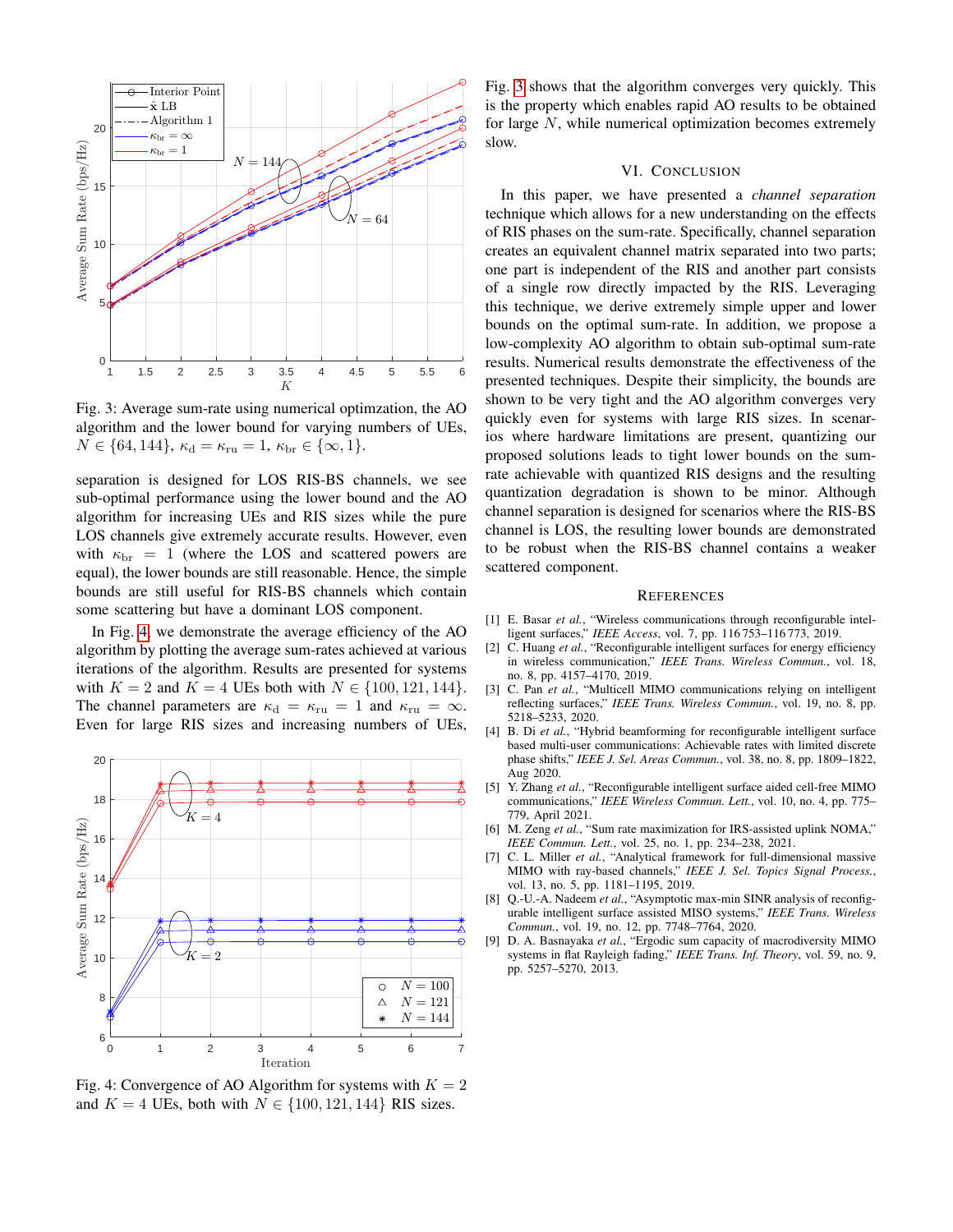Interior Point
$\hat{\mathbf{x}}$ LB
Algorithm 1
$\kappa_{\rm br} = \infty$
$\kappa_{\rm br} = 1$
$N = 144$
$N = 64$
Average Sum Rate (bps/Hz)
0
5
10
15
20
$K$
1
1.5
2
2.5
3
3.5
4
4.5
5
5.5
6

Fig. 3: Average sum-rate using numerical optimzation, the AO algorithm and the lower bound for varying numbers of UEs, $N \in \{64, 144\}$, $\kappa_{\rm d} = \kappa_{\rm ru} = 1$, $\kappa_{\rm br} \in \{\infty, 1\}$.

separation is designed for LOS RIS-BS channels, we see sub-optimal performance using the lower bound and the AO algorithm for increasing UEs and RIS sizes while the pure LOS channels give extremely accurate results. However, even with $\kappa_{\rm br} = 1$ (where the LOS and scattered powers are equal), the lower bounds are still reasonable. Hence, the simple bounds are still useful for RIS-BS channels which contain some scattering but have a dominant LOS component.

In Fig. 4, we demonstrate the average efficiency of the AO algorithm by plotting the average sum-rates achieved at various iterations of the algorithm. Results are presented for systems with $K = 2$ and $K = 4$ UEs both with $N \in \{100, 121, 144\}$. The channel parameters are $\kappa_{\rm d} = \kappa_{\rm ru} = 1$ and $\kappa_{\rm ru} = \infty$. Even for large RIS sizes and increasing numbers of UEs,

Average Sum Rate (bps/Hz)
6
8
10
12
14
16
18
20
Iteration
0
1
2
3
4
5
6
7
$K = 4$
$K = 2$
$N = 100$
$N = 121$
$N = 144$

Fig. 4: Convergence of AO Algorithm for systems with $K = 2$ and $K = 4$ UEs, both with $N \in \{100, 121, 144\}$ RIS sizes.

Fig. 3 shows that the algorithm converges very quickly. This is the property which enables rapid AO results to be obtained for large $N$, while numerical optimization becomes extremely slow.

## VI. Conclusion

In this paper, we have presented a *channel separation* technique which allows for a new understanding on the effects of RIS phases on the sum-rate. Specifically, channel separation creates an equivalent channel matrix separated into two parts; one part is independent of the RIS and another part consists of a single row directly impacted by the RIS. Leveraging this technique, we derive extremely simple upper and lower bounds on the optimal sum-rate. In addition, we propose a low-complexity AO algorithm to obtain sub-optimal sum-rate results. Numerical results demonstrate the effectiveness of the presented techniques. Despite their simplicity, the bounds are shown to be very tight and the AO algorithm converges very quickly even for systems with large RIS sizes. In scenarios where hardware limitations are present, quantizing our proposed solutions leads to tight lower bounds on the sum-rate achievable with quantized RIS designs and the resulting quantization degradation is shown to be minor. Although channel separation is designed for scenarios where the RIS-BS channel is LOS, the resulting lower bounds are demonstrated to be robust when the RIS-BS channel contains a weaker scattered component.

## References

[1] E. Basar *et al.*, "Wireless communications through reconfigurable intelligent surfaces," *IEEE Access*, vol. 7, pp. 116 753–116 773, 2019.

[2] C. Huang *et al.*, "Reconfigurable intelligent surfaces for energy efficiency in wireless communication," *IEEE Trans. Wireless Commun.*, vol. 18, no. 8, pp. 4157–4170, 2019.

[3] C. Pan *et al.*, "Multicell MIMO communications relying on intelligent reflecting surfaces," *IEEE Trans. Wireless Commun.*, vol. 19, no. 8, pp. 5218–5233, 2020.

[4] B. Di *et al.*, "Hybrid beamforming for reconfigurable intelligent surface based multi-user communications: Achievable rates with limited discrete phase shifts," *IEEE J. Sel. Areas Commun.*, vol. 38, no. 8, pp. 1809–1822, Aug 2020.

[5] Y. Zhang *et al.*, "Reconfigurable intelligent surface aided cell-free MIMO communications," *IEEE Wireless Commun. Lett.*, vol. 10, no. 4, pp. 775–779, April 2021.

[6] M. Zeng *et al.*, "Sum rate maximization for IRS-assisted uplink NOMA," *IEEE Commun. Lett.*, vol. 25, no. 1, pp. 234–238, 2021.

[7] C. L. Miller *et al.*, "Analytical framework for full-dimensional massive MIMO with ray-based channels," *IEEE J. Sel. Topics Signal Process.*, vol. 13, no. 5, pp. 1181–1195, 2019.

[8] Q.-U.-A. Nadeem *et al.*, "Asymptotic max-min SINR analysis of reconfigurable intelligent surface assisted MISO systems," *IEEE Trans. Wireless Commun.*, vol. 19, no. 12, pp. 7748–7764, 2020.

[9] D. A. Basnayaka *et al.*, "Ergodic sum capacity of macrodiversity MIMO systems in flat Rayleigh fading," *IEEE Trans. Inf. Theory*, vol. 59, no. 9, pp. 5257–5270, 2013.